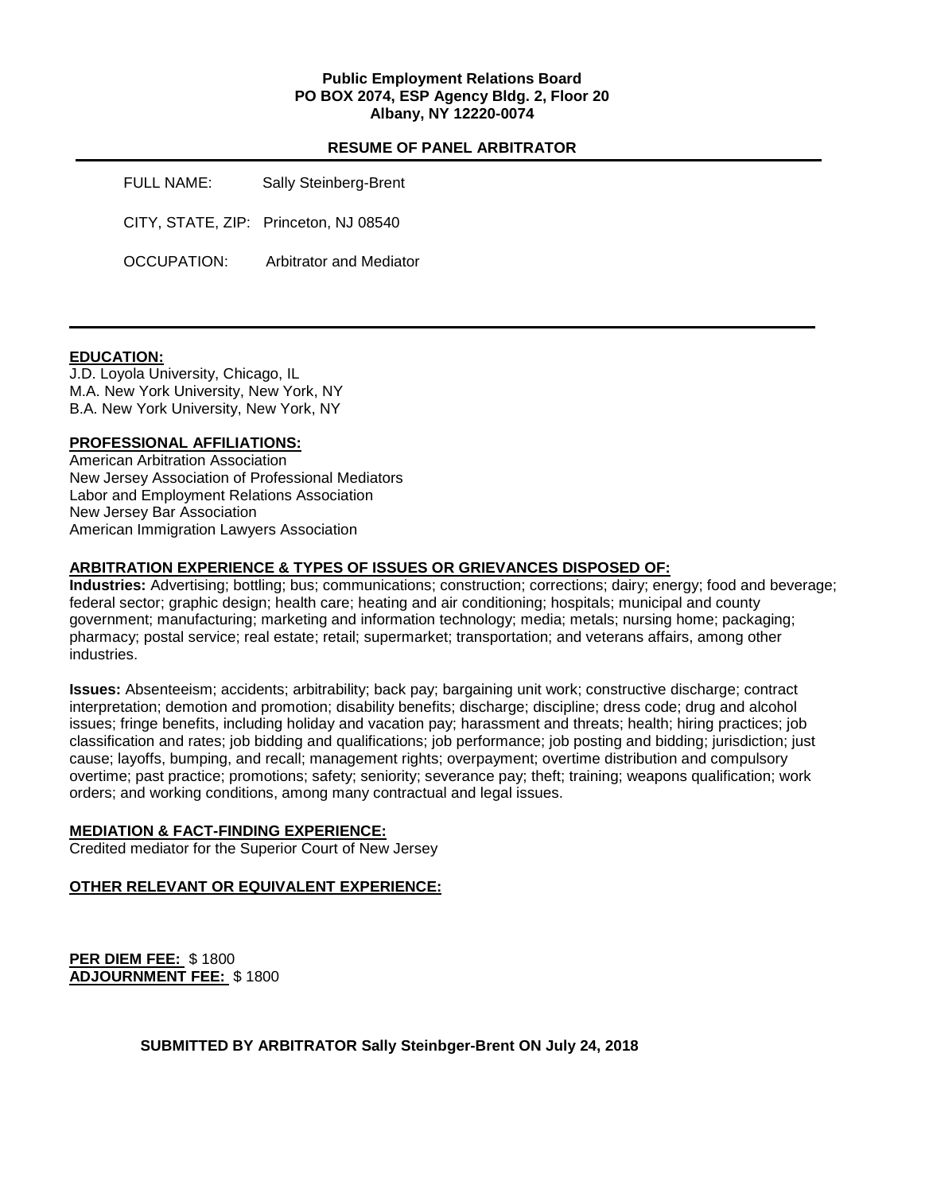**Public Employment Relations Board**
**PO BOX 2074, ESP Agency Bldg. 2, Floor 20**
**Albany, NY 12220-0074**

## RESUME OF PANEL ARBITRATOR

FULL NAME: Sally Steinberg-Brent

CITY, STATE, ZIP: Princeton, NJ 08540

OCCUPATION: Arbitrator and Mediator

---

### EDUCATION:

J.D. Loyola University, Chicago, IL
M.A. New York University, New York, NY
B.A. New York University, New York, NY

### PROFESSIONAL AFFILIATIONS:

American Arbitration Association
New Jersey Association of Professional Mediators
Labor and Employment Relations Association
New Jersey Bar Association
American Immigration Lawyers Association

### ARBITRATION EXPERIENCE & TYPES OF ISSUES OR GRIEVANCES DISPOSED OF:

**Industries:** Advertising; bottling; bus; communications; construction; corrections; dairy; energy; food and beverage; federal sector; graphic design; health care; heating and air conditioning; hospitals; municipal and county government; manufacturing; marketing and information technology; media; metals; nursing home; packaging; pharmacy; postal service; real estate; retail; supermarket; transportation; and veterans affairs, among other industries.

**Issues:** Absenteeism; accidents; arbitrability; back pay; bargaining unit work; constructive discharge; contract interpretation; demotion and promotion; disability benefits; discharge; discipline; dress code; drug and alcohol issues; fringe benefits, including holiday and vacation pay; harassment and threats; health; hiring practices; job classification and rates; job bidding and qualifications; job performance; job posting and bidding; jurisdiction; just cause; layoffs, bumping, and recall; management rights; overpayment; overtime distribution and compulsory overtime; past practice; promotions; safety; seniority; severance pay; theft; training; weapons qualification; work orders; and working conditions, among many contractual and legal issues.

### MEDIATION & FACT-FINDING EXPERIENCE:

Credited mediator for the Superior Court of New Jersey

### OTHER RELEVANT OR EQUIVALENT EXPERIENCE:

**PER DIEM FEE:** $ 1800
**ADJOURNMENT FEE:** $ 1800

**SUBMITTED BY ARBITRATOR Sally Steinbger-Brent ON July 24, 2018**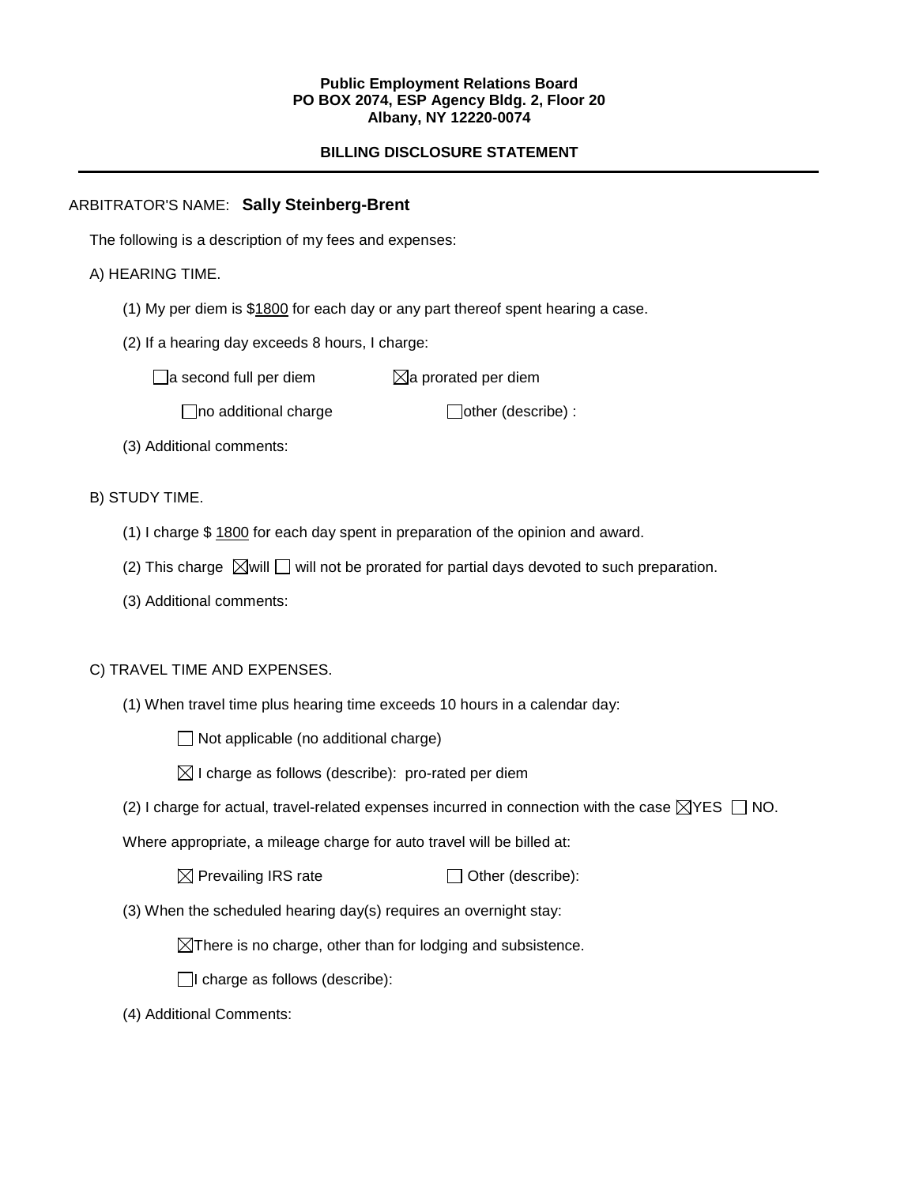**Public Employment Relations Board**
**PO BOX 2074, ESP Agency Bldg. 2, Floor 20**
**Albany, NY 12220-0074**

## BILLING DISCLOSURE STATEMENT

ARBITRATOR'S NAME: **Sally Steinberg-Brent**

The following is a description of my fees and expenses:

A) HEARING TIME.

(1) My per diem is $1800 for each day or any part thereof spent hearing a case.

(2) If a hearing day exceeds 8 hours, I charge:

☐ a second full per diem ☒ a prorated per diem

☐ no additional charge ☐ other (describe) :

(3) Additional comments:

B) STUDY TIME.

(1) I charge $ 1800 for each day spent in preparation of the opinion and award.

(2) This charge ☒ will ☐ will not be prorated for partial days devoted to such preparation.

(3) Additional comments:

C) TRAVEL TIME AND EXPENSES.

(1) When travel time plus hearing time exceeds 10 hours in a calendar day:

☐ Not applicable (no additional charge)

☒ I charge as follows (describe): pro-rated per diem

(2) I charge for actual, travel-related expenses incurred in connection with the case ☒ YES ☐ NO.

Where appropriate, a mileage charge for auto travel will be billed at:

☒ Prevailing IRS rate ☐ Other (describe):

(3) When the scheduled hearing day(s) requires an overnight stay:

☒ There is no charge, other than for lodging and subsistence.

☐ I charge as follows (describe):

(4) Additional Comments: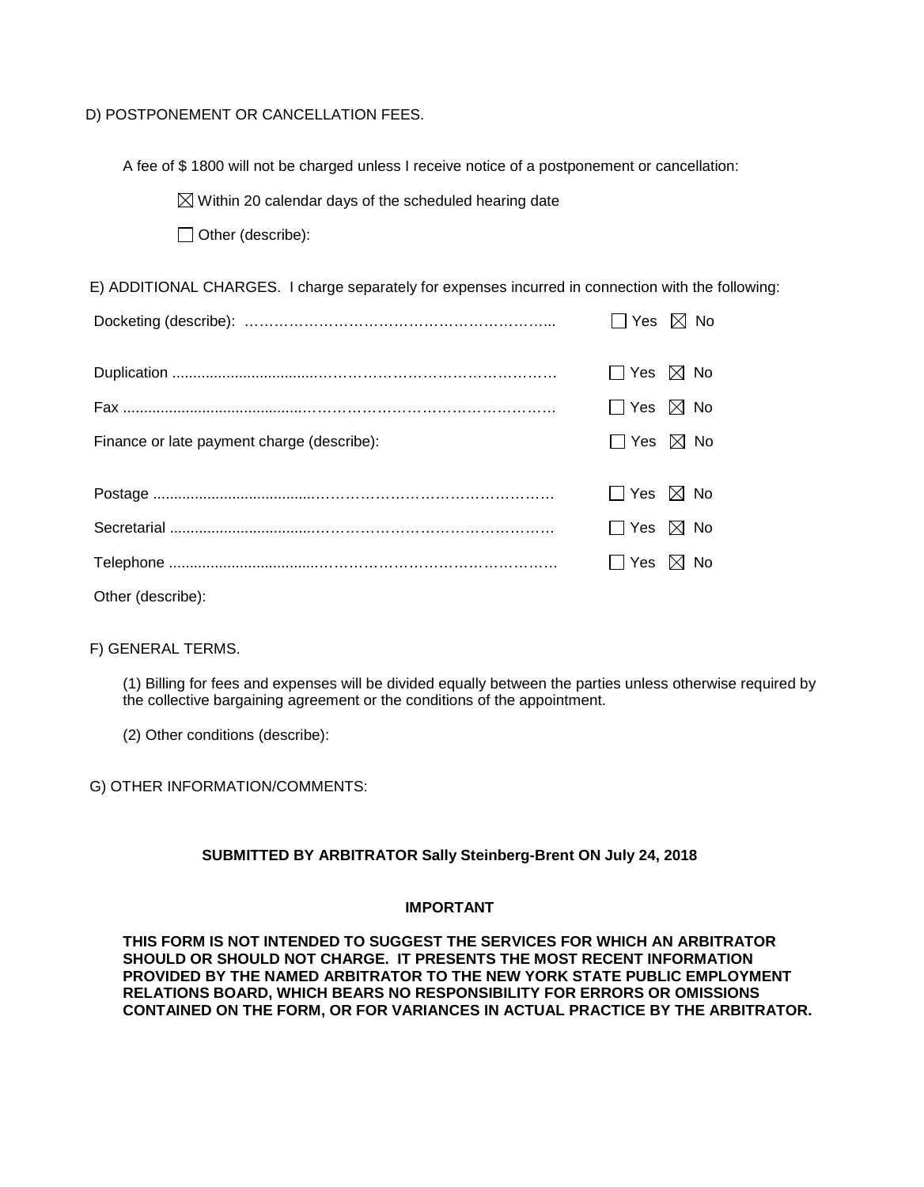D) POSTPONEMENT OR CANCELLATION FEES.

A fee of $ 1800 will not be charged unless I receive notice of a postponement or cancellation:

☒ Within 20 calendar days of the scheduled hearing date

☐ Other (describe):

E) ADDITIONAL CHARGES. I charge separately for expenses incurred in connection with the following:

| | |
|---|---|
| Docketing (describe): ……………………………………………………….. | ☐ Yes ☒ No |
| Duplication ……………………………………………………………………… | ☐ Yes ☒ No |
| Fax ……………………………………………………………………………… | ☐ Yes ☒ No |
| Finance or late payment charge (describe): | ☐ Yes ☒ No |
| Postage ………………………………………………………………………… | ☐ Yes ☒ No |
| Secretarial ……………………………………………………………………… | ☐ Yes ☒ No |
| Telephone ……………………………………………………………………… | ☐ Yes ☒ No |

Other (describe):

F) GENERAL TERMS.

(1) Billing for fees and expenses will be divided equally between the parties unless otherwise required by the collective bargaining agreement or the conditions of the appointment.

(2) Other conditions (describe):

G) OTHER INFORMATION/COMMENTS:

**SUBMITTED BY ARBITRATOR Sally Steinberg-Brent ON July 24, 2018**

**IMPORTANT**

**THIS FORM IS NOT INTENDED TO SUGGEST THE SERVICES FOR WHICH AN ARBITRATOR SHOULD OR SHOULD NOT CHARGE. IT PRESENTS THE MOST RECENT INFORMATION PROVIDED BY THE NAMED ARBITRATOR TO THE NEW YORK STATE PUBLIC EMPLOYMENT RELATIONS BOARD, WHICH BEARS NO RESPONSIBILITY FOR ERRORS OR OMISSIONS CONTAINED ON THE FORM, OR FOR VARIANCES IN ACTUAL PRACTICE BY THE ARBITRATOR.**